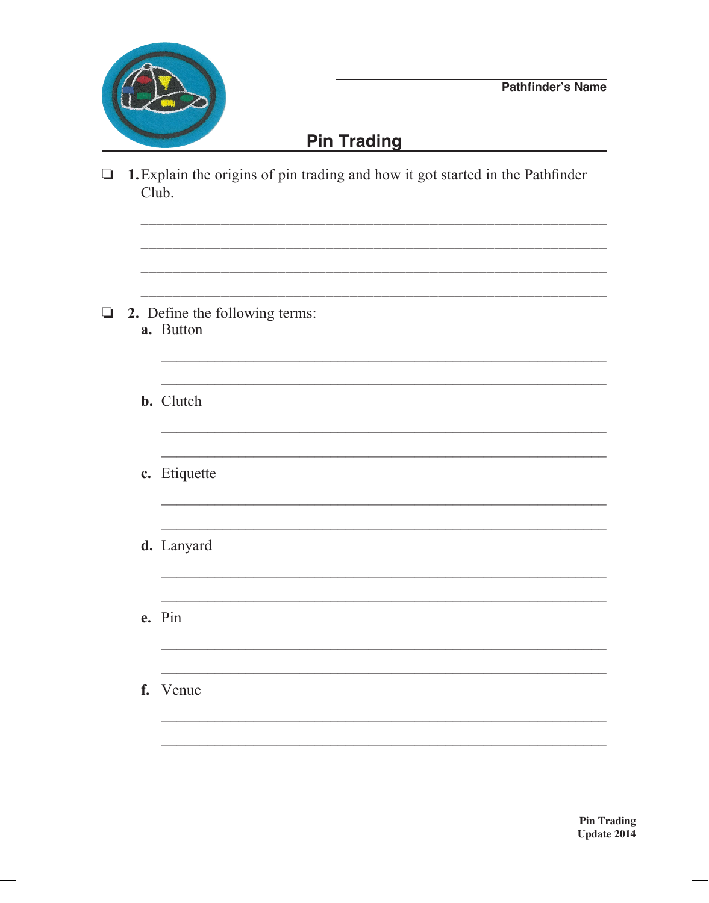Pathfinder's Name

# Pin Trading

❏ **1.** Explain the origins of pin trading and how it got started in the Pathfinder Club.

❏ **2.** Define the following terms:

**a.** Button

**b.** Clutch

**c.** Etiquette

**d.** Lanyard

**e.** Pin

**f.** Venue

**Pin Trading**
**Update 2014**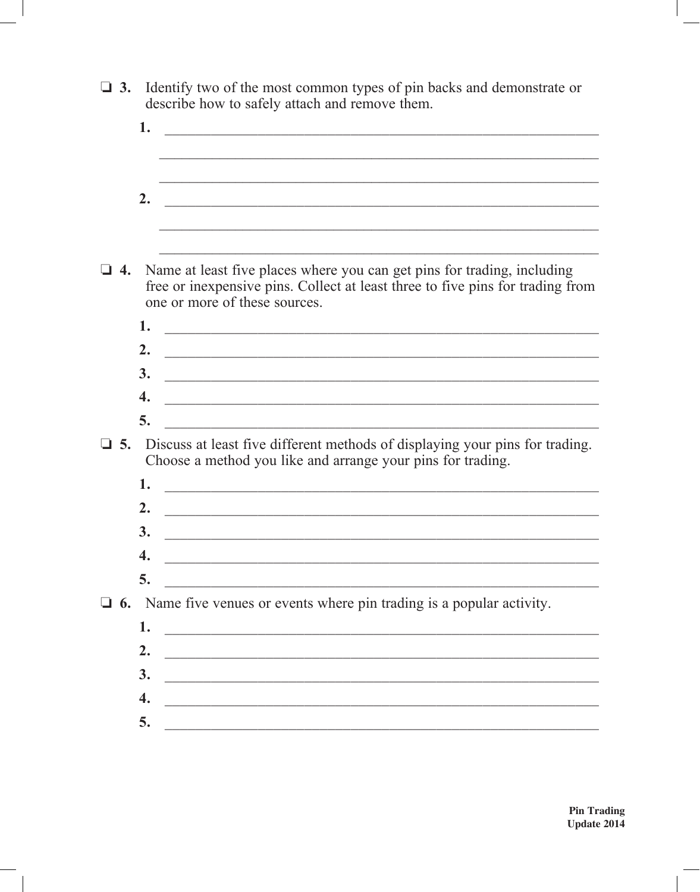- ❏ **3.** Identify two of the most common types of pin backs and demonstrate or describe how to safely attach and remove them.

  **1.** ______________________________________________________________

  ______________________________________________________________

  ______________________________________________________________

  **2.** ______________________________________________________________

  ______________________________________________________________

  ______________________________________________________________

- ❏ **4.** Name at least five places where you can get pins for trading, including free or inexpensive pins. Collect at least three to five pins for trading from one or more of these sources.

  **1.** ______________________________________________________________

  **2.** ______________________________________________________________

  **3.** ______________________________________________________________

  **4.** ______________________________________________________________

  **5.** ______________________________________________________________

- ❏ **5.** Discuss at least five different methods of displaying your pins for trading. Choose a method you like and arrange your pins for trading.

  **1.** ______________________________________________________________

  **2.** ______________________________________________________________

  **3.** ______________________________________________________________

  **4.** ______________________________________________________________

  **5.** ______________________________________________________________

- ❏ **6.** Name five venues or events where pin trading is a popular activity.

  **1.** ______________________________________________________________

  **2.** ______________________________________________________________

  **3.** ______________________________________________________________

  **4.** ______________________________________________________________

  **5.** ______________________________________________________________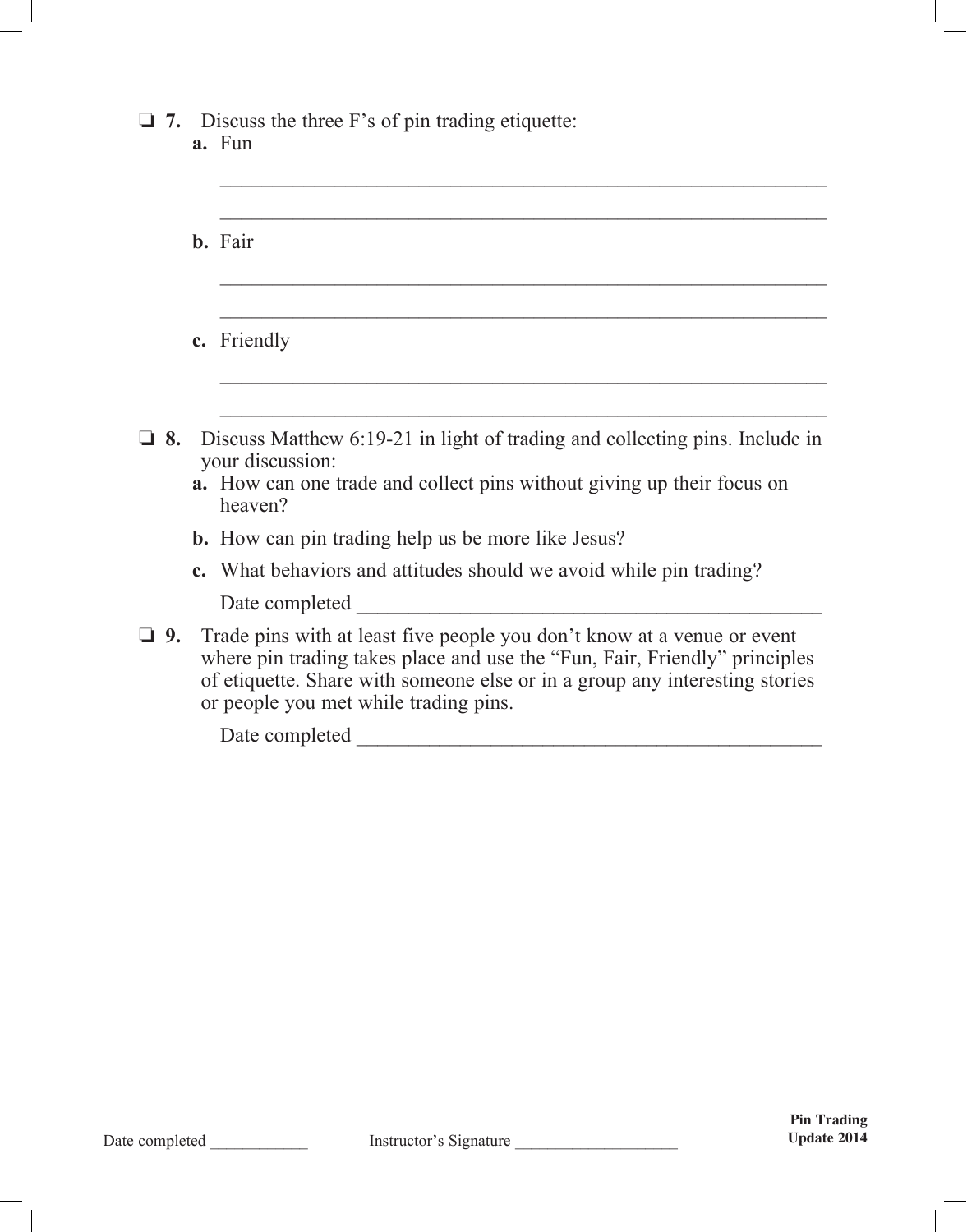❏ **7.** Discuss the three F's of pin trading etiquette:

**a.** Fun

______________________________________________________________

______________________________________________________________

**b.** Fair

______________________________________________________________

______________________________________________________________

**c.** Friendly

______________________________________________________________

______________________________________________________________

❏ **8.** Discuss Matthew 6:19-21 in light of trading and collecting pins. Include in your discussion:

**a.** How can one trade and collect pins without giving up their focus on heaven?

**b.** How can pin trading help us be more like Jesus?

**c.** What behaviors and attitudes should we avoid while pin trading?

Date completed ______________________________________________

❏ **9.** Trade pins with at least five people you don't know at a venue or event where pin trading takes place and use the "Fun, Fair, Friendly" principles of etiquette. Share with someone else or in a group any interesting stories or people you met while trading pins.

Date completed ______________________________________________

Date completed ____________ Instructor's Signature ____________________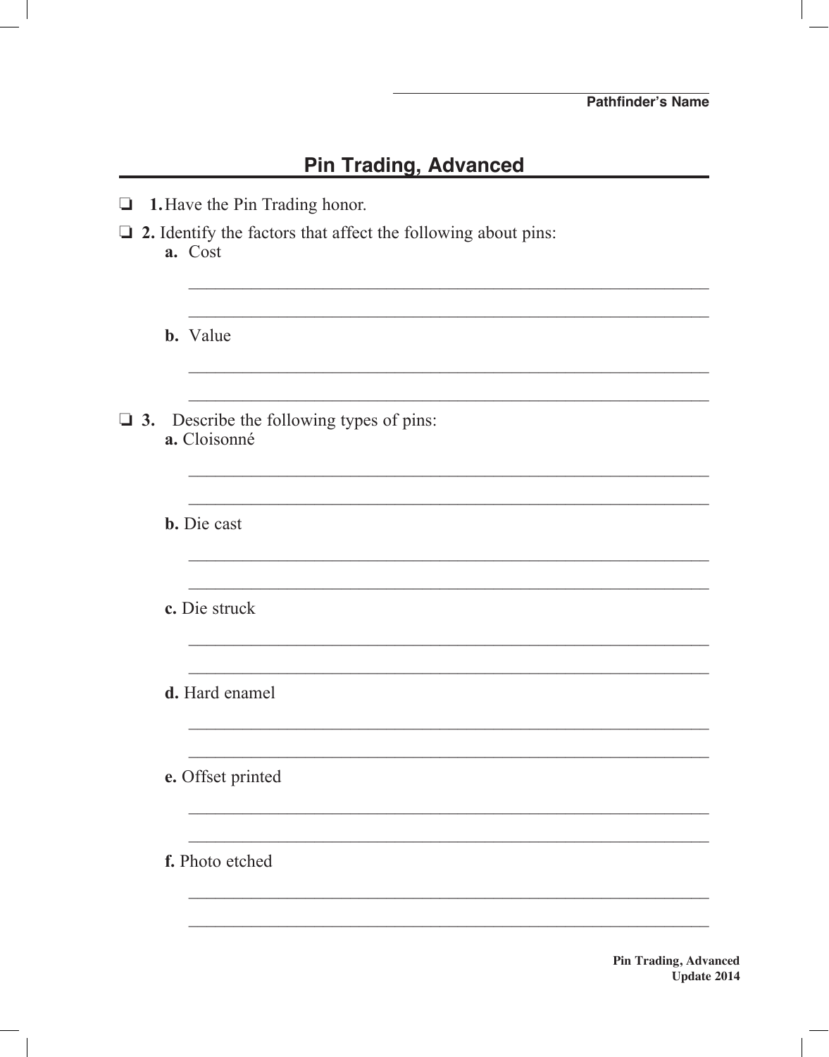Pathfinder's Name

## Pin Trading, Advanced

❏ **1.** Have the Pin Trading honor.

❏ **2.** Identify the factors that affect the following about pins:

**a.** Cost

______________________________________________________________

______________________________________________________________

**b.** Value

______________________________________________________________

______________________________________________________________

❏ **3.** Describe the following types of pins:

**a.** Cloisonné

______________________________________________________________

______________________________________________________________

**b.** Die cast

______________________________________________________________

______________________________________________________________

**c.** Die struck

______________________________________________________________

______________________________________________________________

**d.** Hard enamel

______________________________________________________________

______________________________________________________________

**e.** Offset printed

______________________________________________________________

______________________________________________________________

**f.** Photo etched

______________________________________________________________

______________________________________________________________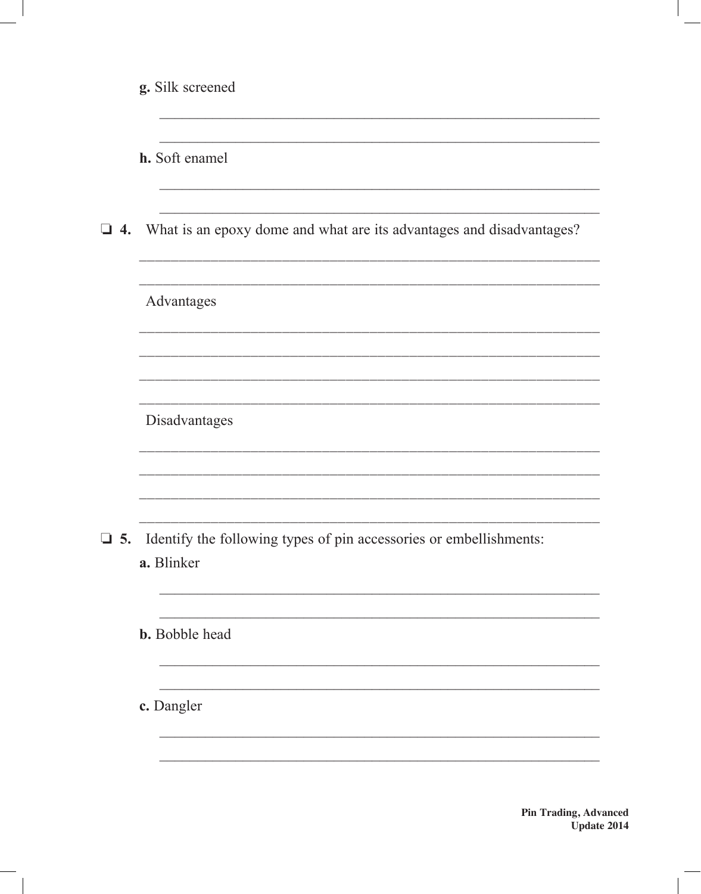**g.** Silk screened

\_\_\_\_\_\_\_\_\_\_\_\_\_\_\_\_\_\_\_\_\_\_\_\_\_\_\_\_\_\_\_\_\_\_\_\_\_\_\_\_\_\_\_\_\_\_\_\_\_\_\_\_\_\_\_\_\_\_\_\_

\_\_\_\_\_\_\_\_\_\_\_\_\_\_\_\_\_\_\_\_\_\_\_\_\_\_\_\_\_\_\_\_\_\_\_\_\_\_\_\_\_\_\_\_\_\_\_\_\_\_\_\_\_\_\_\_\_\_\_\_

**h.** Soft enamel

\_\_\_\_\_\_\_\_\_\_\_\_\_\_\_\_\_\_\_\_\_\_\_\_\_\_\_\_\_\_\_\_\_\_\_\_\_\_\_\_\_\_\_\_\_\_\_\_\_\_\_\_\_\_\_\_\_\_\_\_

\_\_\_\_\_\_\_\_\_\_\_\_\_\_\_\_\_\_\_\_\_\_\_\_\_\_\_\_\_\_\_\_\_\_\_\_\_\_\_\_\_\_\_\_\_\_\_\_\_\_\_\_\_\_\_\_\_\_\_\_

❏ **4.** What is an epoxy dome and what are its advantages and disadvantages?

\_\_\_\_\_\_\_\_\_\_\_\_\_\_\_\_\_\_\_\_\_\_\_\_\_\_\_\_\_\_\_\_\_\_\_\_\_\_\_\_\_\_\_\_\_\_\_\_\_\_\_\_\_\_\_\_\_\_\_\_

\_\_\_\_\_\_\_\_\_\_\_\_\_\_\_\_\_\_\_\_\_\_\_\_\_\_\_\_\_\_\_\_\_\_\_\_\_\_\_\_\_\_\_\_\_\_\_\_\_\_\_\_\_\_\_\_\_\_\_\_

Advantages

\_\_\_\_\_\_\_\_\_\_\_\_\_\_\_\_\_\_\_\_\_\_\_\_\_\_\_\_\_\_\_\_\_\_\_\_\_\_\_\_\_\_\_\_\_\_\_\_\_\_\_\_\_\_\_\_\_\_\_\_

\_\_\_\_\_\_\_\_\_\_\_\_\_\_\_\_\_\_\_\_\_\_\_\_\_\_\_\_\_\_\_\_\_\_\_\_\_\_\_\_\_\_\_\_\_\_\_\_\_\_\_\_\_\_\_\_\_\_\_\_

\_\_\_\_\_\_\_\_\_\_\_\_\_\_\_\_\_\_\_\_\_\_\_\_\_\_\_\_\_\_\_\_\_\_\_\_\_\_\_\_\_\_\_\_\_\_\_\_\_\_\_\_\_\_\_\_\_\_\_\_

\_\_\_\_\_\_\_\_\_\_\_\_\_\_\_\_\_\_\_\_\_\_\_\_\_\_\_\_\_\_\_\_\_\_\_\_\_\_\_\_\_\_\_\_\_\_\_\_\_\_\_\_\_\_\_\_\_\_\_\_

Disadvantages

\_\_\_\_\_\_\_\_\_\_\_\_\_\_\_\_\_\_\_\_\_\_\_\_\_\_\_\_\_\_\_\_\_\_\_\_\_\_\_\_\_\_\_\_\_\_\_\_\_\_\_\_\_\_\_\_\_\_\_\_

\_\_\_\_\_\_\_\_\_\_\_\_\_\_\_\_\_\_\_\_\_\_\_\_\_\_\_\_\_\_\_\_\_\_\_\_\_\_\_\_\_\_\_\_\_\_\_\_\_\_\_\_\_\_\_\_\_\_\_\_

\_\_\_\_\_\_\_\_\_\_\_\_\_\_\_\_\_\_\_\_\_\_\_\_\_\_\_\_\_\_\_\_\_\_\_\_\_\_\_\_\_\_\_\_\_\_\_\_\_\_\_\_\_\_\_\_\_\_\_\_

\_\_\_\_\_\_\_\_\_\_\_\_\_\_\_\_\_\_\_\_\_\_\_\_\_\_\_\_\_\_\_\_\_\_\_\_\_\_\_\_\_\_\_\_\_\_\_\_\_\_\_\_\_\_\_\_\_\_\_\_

❏ **5.** Identify the following types of pin accessories or embellishments:

**a.** Blinker

\_\_\_\_\_\_\_\_\_\_\_\_\_\_\_\_\_\_\_\_\_\_\_\_\_\_\_\_\_\_\_\_\_\_\_\_\_\_\_\_\_\_\_\_\_\_\_\_\_\_\_\_\_\_\_\_\_\_\_\_

\_\_\_\_\_\_\_\_\_\_\_\_\_\_\_\_\_\_\_\_\_\_\_\_\_\_\_\_\_\_\_\_\_\_\_\_\_\_\_\_\_\_\_\_\_\_\_\_\_\_\_\_\_\_\_\_\_\_\_\_

**b.** Bobble head

\_\_\_\_\_\_\_\_\_\_\_\_\_\_\_\_\_\_\_\_\_\_\_\_\_\_\_\_\_\_\_\_\_\_\_\_\_\_\_\_\_\_\_\_\_\_\_\_\_\_\_\_\_\_\_\_\_\_\_\_

\_\_\_\_\_\_\_\_\_\_\_\_\_\_\_\_\_\_\_\_\_\_\_\_\_\_\_\_\_\_\_\_\_\_\_\_\_\_\_\_\_\_\_\_\_\_\_\_\_\_\_\_\_\_\_\_\_\_\_\_

**c.** Dangler

\_\_\_\_\_\_\_\_\_\_\_\_\_\_\_\_\_\_\_\_\_\_\_\_\_\_\_\_\_\_\_\_\_\_\_\_\_\_\_\_\_\_\_\_\_\_\_\_\_\_\_\_\_\_\_\_\_\_\_\_

\_\_\_\_\_\_\_\_\_\_\_\_\_\_\_\_\_\_\_\_\_\_\_\_\_\_\_\_\_\_\_\_\_\_\_\_\_\_\_\_\_\_\_\_\_\_\_\_\_\_\_\_\_\_\_\_\_\_\_\_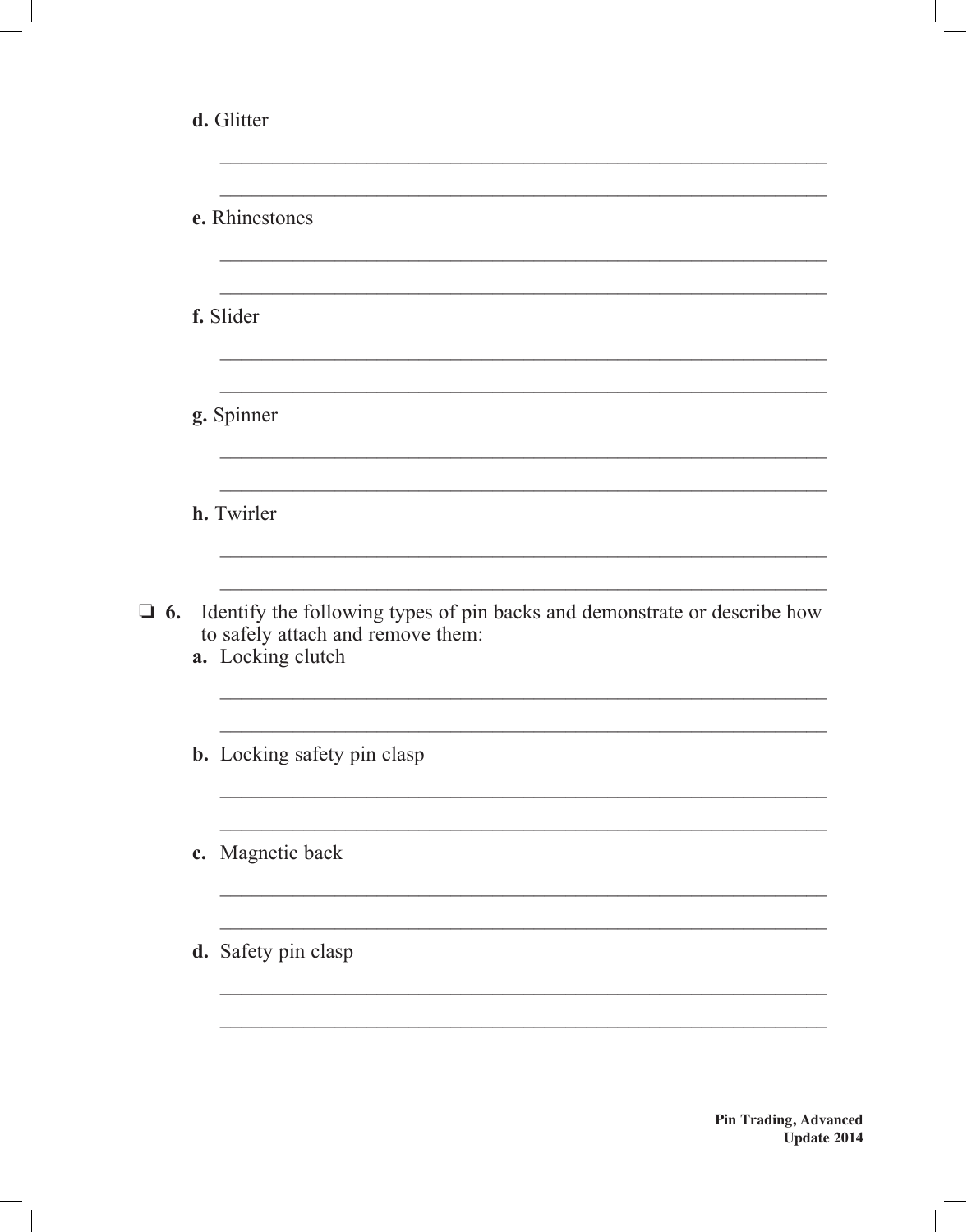d. Glitter

______________________________________________________________

______________________________________________________________

e. Rhinestones

______________________________________________________________

______________________________________________________________

f. Slider

______________________________________________________________

______________________________________________________________

g. Spinner

______________________________________________________________

______________________________________________________________

h. Twirler

______________________________________________________________

______________________________________________________________

❑ **6.** Identify the following types of pin backs and demonstrate or describe how to safely attach and remove them:

**a.** Locking clutch

______________________________________________________________

______________________________________________________________

**b.** Locking safety pin clasp

______________________________________________________________

______________________________________________________________

**c.** Magnetic back

______________________________________________________________

______________________________________________________________

**d.** Safety pin clasp

______________________________________________________________

______________________________________________________________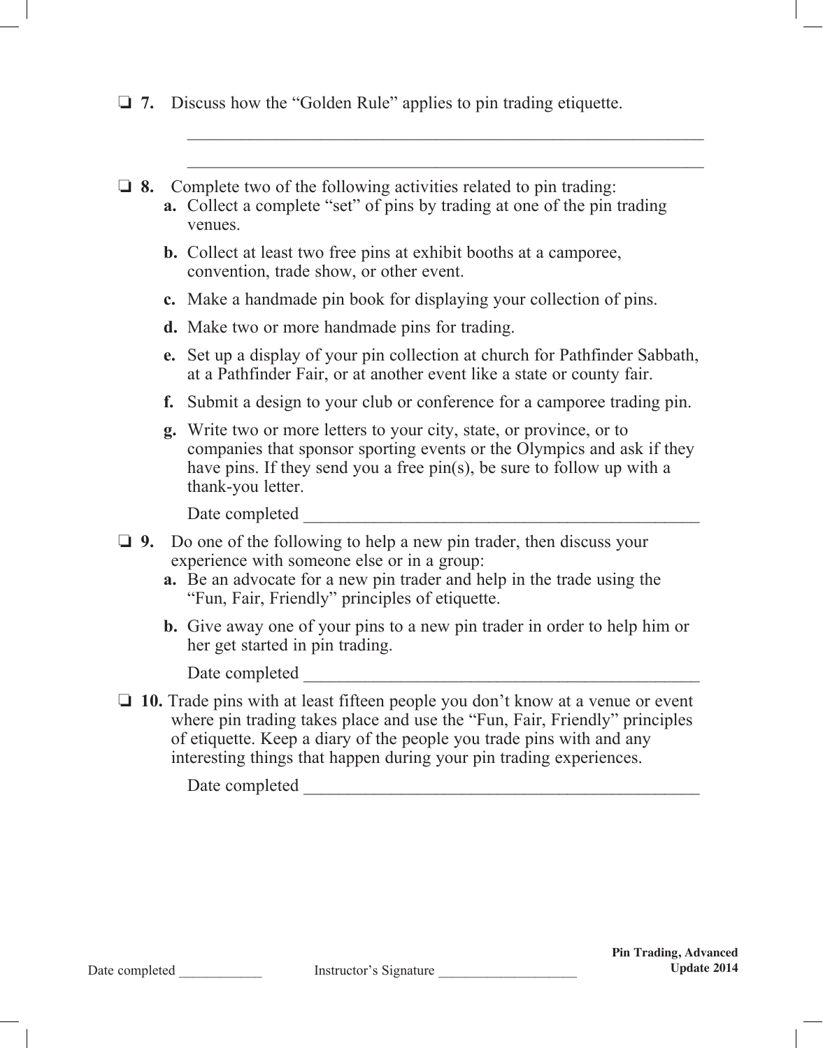❑ **7.** Discuss how the "Golden Rule" applies to pin trading etiquette.

\_\_\_\_\_\_\_\_\_\_\_\_\_\_\_\_\_\_\_\_\_\_\_\_\_\_\_\_\_\_\_\_\_\_\_\_\_\_\_\_\_\_\_\_\_\_\_\_\_\_\_\_\_\_\_\_\_\_

\_\_\_\_\_\_\_\_\_\_\_\_\_\_\_\_\_\_\_\_\_\_\_\_\_\_\_\_\_\_\_\_\_\_\_\_\_\_\_\_\_\_\_\_\_\_\_\_\_\_\_\_\_\_\_\_\_\_

❑ **8.** Complete two of the following activities related to pin trading:

- **a.** Collect a complete "set" of pins by trading at one of the pin trading venues.
- **b.** Collect at least two free pins at exhibit booths at a camporee, convention, trade show, or other event.
- **c.** Make a handmade pin book for displaying your collection of pins.
- **d.** Make two or more handmade pins for trading.
- **e.** Set up a display of your pin collection at church for Pathfinder Sabbath, at a Pathfinder Fair, or at another event like a state or county fair.
- **f.** Submit a design to your club or conference for a camporee trading pin.
- **g.** Write two or more letters to your city, state, or province, or to companies that sponsor sporting events or the Olympics and ask if they have pins. If they send you a free pin(s), be sure to follow up with a thank-you letter.

Date completed \_\_\_\_\_\_\_\_\_\_\_\_\_\_\_\_\_\_\_\_\_\_\_\_\_\_\_\_\_\_\_\_\_\_\_\_\_\_\_\_\_\_\_\_

❑ **9.** Do one of the following to help a new pin trader, then discuss your experience with someone else or in a group:

- **a.** Be an advocate for a new pin trader and help in the trade using the "Fun, Fair, Friendly" principles of etiquette.
- **b.** Give away one of your pins to a new pin trader in order to help him or her get started in pin trading.

Date completed \_\_\_\_\_\_\_\_\_\_\_\_\_\_\_\_\_\_\_\_\_\_\_\_\_\_\_\_\_\_\_\_\_\_\_\_\_\_\_\_\_\_\_\_

❑ **10.** Trade pins with at least fifteen people you don't know at a venue or event where pin trading takes place and use the "Fun, Fair, Friendly" principles of etiquette. Keep a diary of the people you trade pins with and any interesting things that happen during your pin trading experiences.

Date completed \_\_\_\_\_\_\_\_\_\_\_\_\_\_\_\_\_\_\_\_\_\_\_\_\_\_\_\_\_\_\_\_\_\_\_\_\_\_\_\_\_\_\_\_

Date completed \_\_\_\_\_\_\_\_\_\_\_\_ Instructor's Signature \_\_\_\_\_\_\_\_\_\_\_\_\_\_\_\_\_\_\_\_

**Pin Trading, Advanced**
**Update 2014**